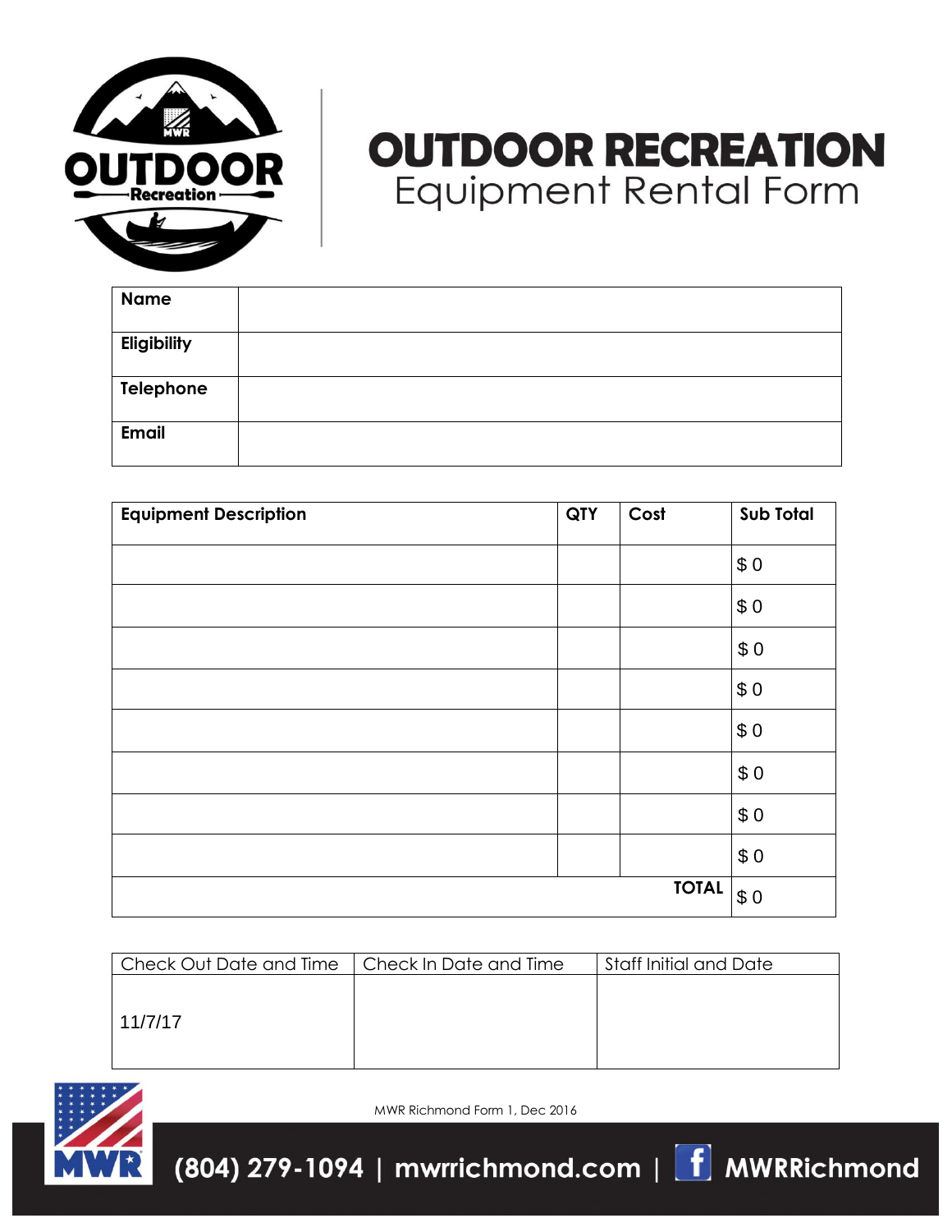# OUTDOOR RECREATION
## Equipment Rental Form

| Name | |
|---|---|
| Eligibility | |
| Telephone | |
| Email | |

| Equipment Description | QTY | Cost | Sub Total |
|---|---|---|---|
| | | | $ 0 |
| | | | $ 0 |
| | | | $ 0 |
| | | | $ 0 |
| | | | $ 0 |
| | | | $ 0 |
| | | | $ 0 |
| | | | $ 0 |
| | | **TOTAL** | $ 0 |

| Check Out Date and Time | Check In Date and Time | Staff Initial and Date |
|---|---|---|
| 11/7/17 | | |

MWR Richmond Form 1, Dec 2016

(804) 279-1094 | mwrrichmond.com | MWRRichmond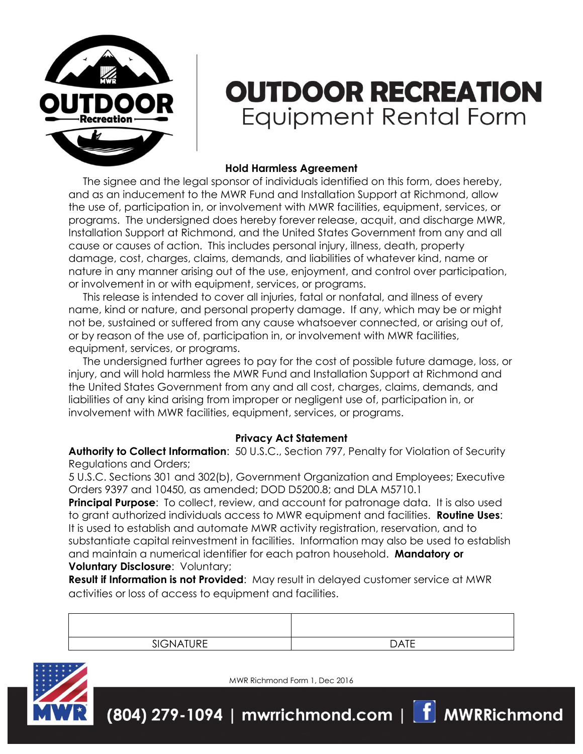# OUTDOOR RECREATION
## Equipment Rental Form

### Hold Harmless Agreement

The signee and the legal sponsor of individuals identified on this form, does hereby, and as an inducement to the MWR Fund and Installation Support at Richmond, allow the use of, participation in, or involvement with MWR facilities, equipment, services, or programs. The undersigned does hereby forever release, acquit, and discharge MWR, Installation Support at Richmond, and the United States Government from any and all cause or causes of action. This includes personal injury, illness, death, property damage, cost, charges, claims, demands, and liabilities of whatever kind, name or nature in any manner arising out of the use, enjoyment, and control over participation, or involvement in or with equipment, services, or programs.

This release is intended to cover all injuries, fatal or nonfatal, and illness of every name, kind or nature, and personal property damage. If any, which may be or might not be, sustained or suffered from any cause whatsoever connected, or arising out of, or by reason of the use of, participation in, or involvement with MWR facilities, equipment, services, or programs.

The undersigned further agrees to pay for the cost of possible future damage, loss, or injury, and will hold harmless the MWR Fund and Installation Support at Richmond and the United States Government from any and all cost, charges, claims, demands, and liabilities of any kind arising from improper or negligent use of, participation in, or involvement with MWR facilities, equipment, services, or programs.

### Privacy Act Statement

**Authority to Collect Information**: 50 U.S.C., Section 797, Penalty for Violation of Security Regulations and Orders;
5 U.S.C. Sections 301 and 302(b), Government Organization and Employees; Executive Orders 9397 and 10450, as amended; DOD D5200.8; and DLA M5710.1
**Principal Purpose**: To collect, review, and account for patronage data. It is also used to grant authorized individuals access to MWR equipment and facilities. **Routine Uses**: It is used to establish and automate MWR activity registration, reservation, and to substantiate capital reinvestment in facilities. Information may also be used to establish and maintain a numerical identifier for each patron household. **Mandatory or Voluntary Disclosure**: Voluntary;
**Result if Information is not Provided**: May result in delayed customer service at MWR activities or loss of access to equipment and facilities.

| | |
|---|---|
| | |
| SIGNATURE | DATE |

MWR Richmond Form 1, Dec 2016

(804) 279-1094 | mwrrichmond.com | MWRRichmond